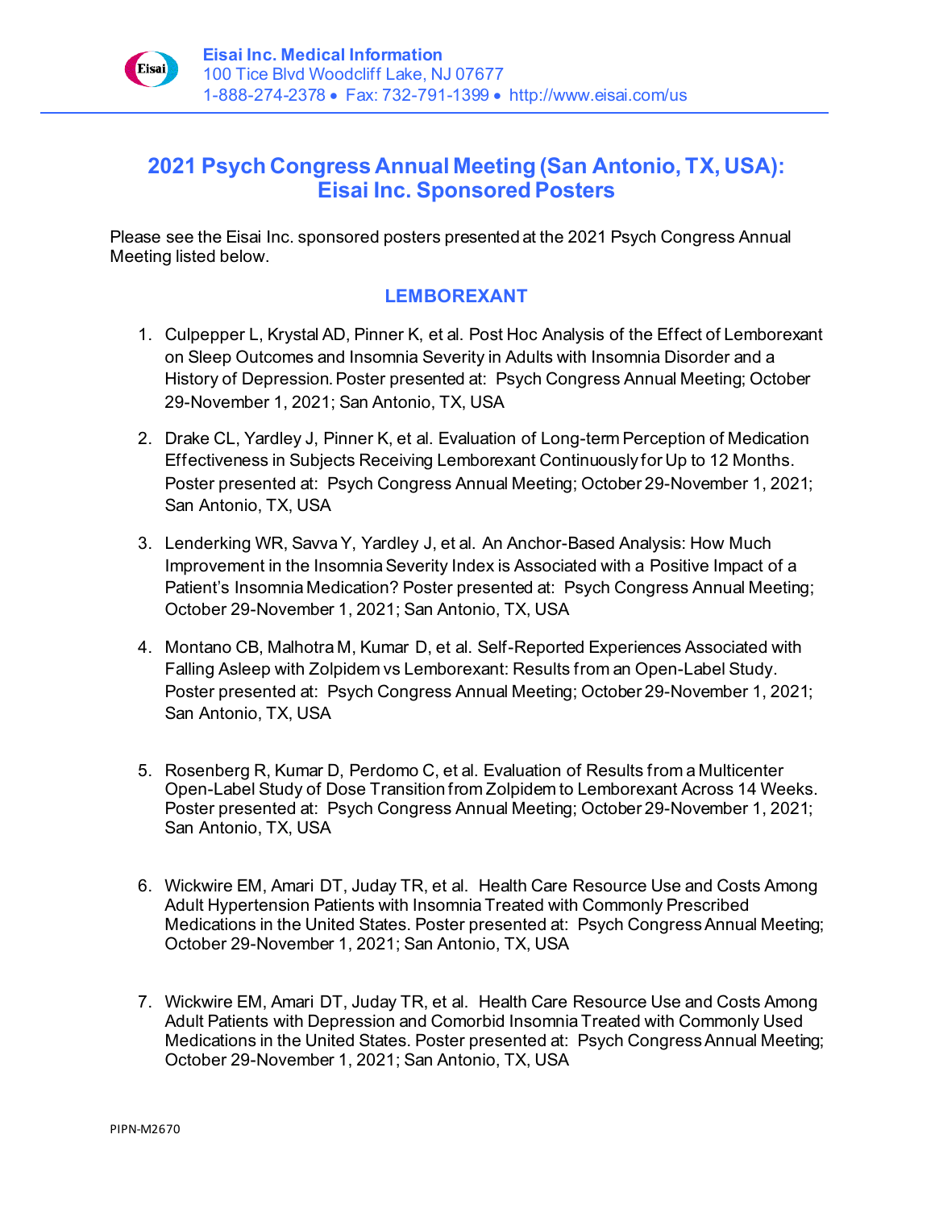**Eisai Inc. Medical Information**
100 Tice Blvd Woodcliff Lake, NJ 07677
1-888-274-2378 • Fax: 732-791-1399 • http://www.eisai.com/us

# 2021 Psych Congress Annual Meeting (San Antonio, TX, USA): Eisai Inc. Sponsored Posters

Please see the Eisai Inc. sponsored posters presented at the 2021 Psych Congress Annual Meeting listed below.

## LEMBOREXANT

1. Culpepper L, Krystal AD, Pinner K, et al. Post Hoc Analysis of the Effect of Lemborexant on Sleep Outcomes and Insomnia Severity in Adults with Insomnia Disorder and a History of Depression. Poster presented at: Psych Congress Annual Meeting; October 29-November 1, 2021; San Antonio, TX, USA

2. Drake CL, Yardley J, Pinner K, et al. Evaluation of Long-term Perception of Medication Effectiveness in Subjects Receiving Lemborexant Continuously for Up to 12 Months. Poster presented at: Psych Congress Annual Meeting; October 29-November 1, 2021; San Antonio, TX, USA

3. Lenderking WR, Savva Y, Yardley J, et al. An Anchor-Based Analysis: How Much Improvement in the Insomnia Severity Index is Associated with a Positive Impact of a Patient's Insomnia Medication? Poster presented at: Psych Congress Annual Meeting; October 29-November 1, 2021; San Antonio, TX, USA

4. Montano CB, Malhotra M, Kumar D, et al. Self-Reported Experiences Associated with Falling Asleep with Zolpidem vs Lemborexant: Results from an Open-Label Study. Poster presented at: Psych Congress Annual Meeting; October 29-November 1, 2021; San Antonio, TX, USA

5. Rosenberg R, Kumar D, Perdomo C, et al. Evaluation of Results from a Multicenter Open-Label Study of Dose Transition from Zolpidem to Lemborexant Across 14 Weeks. Poster presented at: Psych Congress Annual Meeting; October 29-November 1, 2021; San Antonio, TX, USA

6. Wickwire EM, Amari DT, Juday TR, et al. Health Care Resource Use and Costs Among Adult Hypertension Patients with Insomnia Treated with Commonly Prescribed Medications in the United States. Poster presented at: Psych Congress Annual Meeting; October 29-November 1, 2021; San Antonio, TX, USA

7. Wickwire EM, Amari DT, Juday TR, et al. Health Care Resource Use and Costs Among Adult Patients with Depression and Comorbid Insomnia Treated with Commonly Used Medications in the United States. Poster presented at: Psych Congress Annual Meeting; October 29-November 1, 2021; San Antonio, TX, USA

PIPN-M2670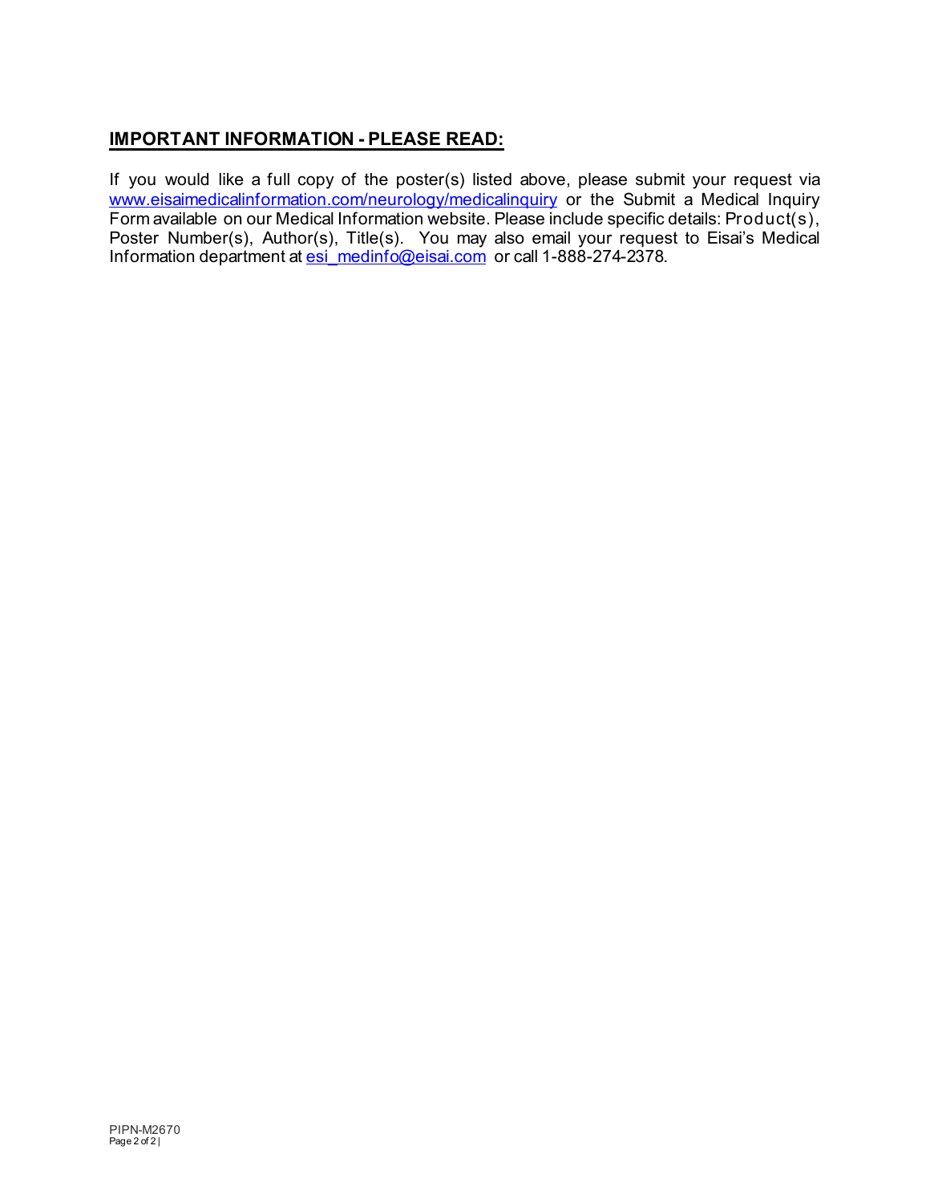## **IMPORTANT INFORMATION - PLEASE READ:**

If you would like a full copy of the poster(s) listed above, please submit your request via www.eisaimedicalinformation.com/neurology/medicalinquiry or the Submit a Medical Inquiry Form available on our Medical Information website. Please include specific details: Product(s), Poster Number(s), Author(s), Title(s). You may also email your request to Eisai's Medical Information department at esi_medinfo@eisai.com or call 1-888-274-2378.

PIPN-M2670